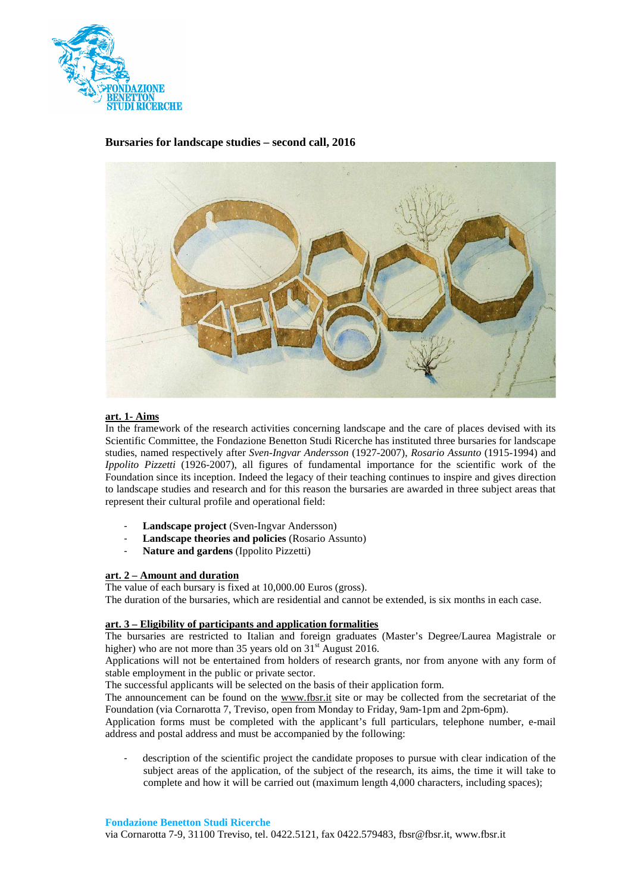## Bursaries for landscape studies – second call, 2016

**art. 1- Aims**

In the framework of the research activities concerning landscape and the care of places devised with its Scientific Committee, the Fondazione Benetton Studi Ricerche has instituted three bursaries for landscape studies, named respectively after *Sven-Ingvar Andersson* (1927-2007), *Rosario Assunto* (1915-1994) and *Ippolito Pizzetti* (1926-2007), all figures of fundamental importance for the scientific work of the Foundation since its inception. Indeed the legacy of their teaching continues to inspire and gives direction to landscape studies and research and for this reason the bursaries are awarded in three subject areas that represent their cultural profile and operational field:

- **Landscape project** (Sven-Ingvar Andersson)
- **Landscape theories and policies** (Rosario Assunto)
- **Nature and gardens** (Ippolito Pizzetti)

**art. 2 – Amount and duration**

The value of each bursary is fixed at 10,000.00 Euros (gross).

The duration of the bursaries, which are residential and cannot be extended, is six months in each case.

**art. 3 – Eligibility of participants and application formalities**

The bursaries are restricted to Italian and foreign graduates (Master's Degree/Laurea Magistrale or higher) who are not more than 35 years old on 31st August 2016.

Applications will not be entertained from holders of research grants, nor from anyone with any form of stable employment in the public or private sector.

The successful applicants will be selected on the basis of their application form.

The announcement can be found on the www.fbsr.it site or may be collected from the secretariat of the Foundation (via Cornarotta 7, Treviso, open from Monday to Friday, 9am-1pm and 2pm-6pm).

Application forms must be completed with the applicant's full particulars, telephone number, e-mail address and postal address and must be accompanied by the following:

- description of the scientific project the candidate proposes to pursue with clear indication of the subject areas of the application, of the subject of the research, its aims, the time it will take to complete and how it will be carried out (maximum length 4,000 characters, including spaces);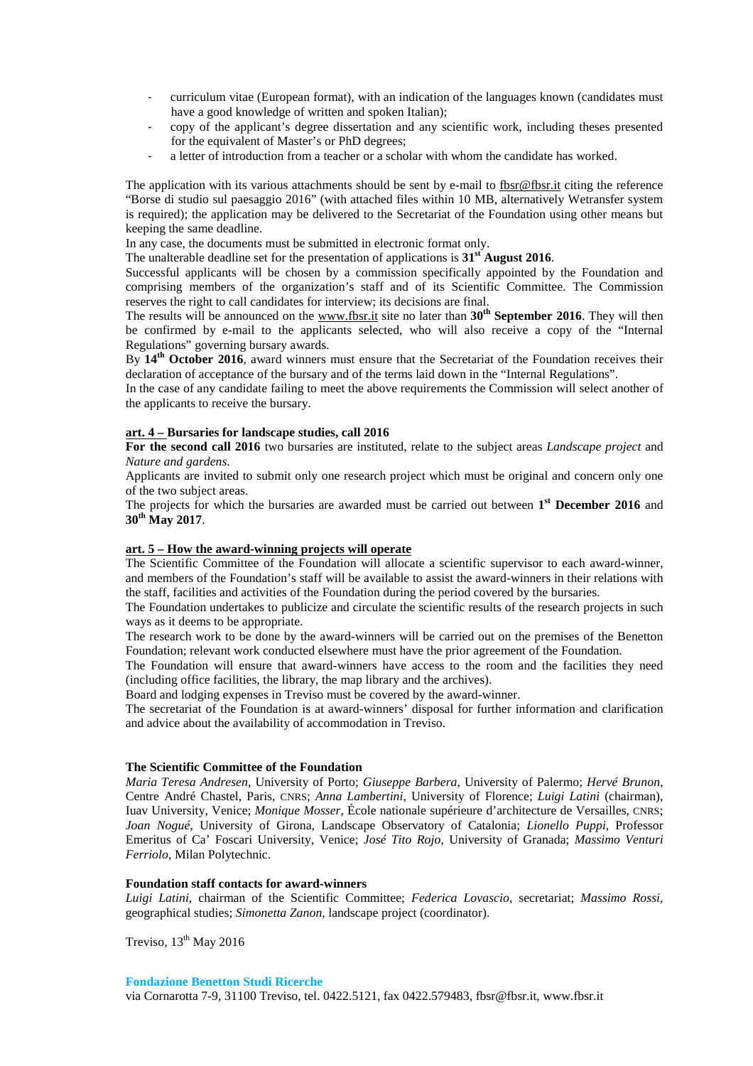- curriculum vitae (European format), with an indication of the languages known (candidates must have a good knowledge of written and spoken Italian);
- copy of the applicant's degree dissertation and any scientific work, including theses presented for the equivalent of Master's or PhD degrees;
- a letter of introduction from a teacher or a scholar with whom the candidate has worked.

The application with its various attachments should be sent by e-mail to fbsr@fbsr.it citing the reference "Borse di studio sul paesaggio 2016" (with attached files within 10 MB, alternatively Wetransfer system is required); the application may be delivered to the Secretariat of the Foundation using other means but keeping the same deadline.
In any case, the documents must be submitted in electronic format only.
The unalterable deadline set for the presentation of applications is **31st August 2016**.
Successful applicants will be chosen by a commission specifically appointed by the Foundation and comprising members of the organization's staff and of its Scientific Committee. The Commission reserves the right to call candidates for interview; its decisions are final.
The results will be announced on the www.fbsr.it site no later than **30th September 2016**. They will then be confirmed by e-mail to the applicants selected, who will also receive a copy of the "Internal Regulations" governing bursary awards.
By **14th October 2016**, award winners must ensure that the Secretariat of the Foundation receives their declaration of acceptance of the bursary and of the terms laid down in the "Internal Regulations".
In the case of any candidate failing to meet the above requirements the Commission will select another of the applicants to receive the bursary.

## art. 4 – Bursaries for landscape studies, call 2016

**For the second call 2016** two bursaries are instituted, relate to the subject areas *Landscape project* and *Nature and gardens*.
Applicants are invited to submit only one research project which must be original and concern only one of the two subject areas.
The projects for which the bursaries are awarded must be carried out between **1st December 2016** and **30th May 2017**.

## art. 5 – How the award-winning projects will operate

The Scientific Committee of the Foundation will allocate a scientific supervisor to each award-winner, and members of the Foundation's staff will be available to assist the award-winners in their relations with the staff, facilities and activities of the Foundation during the period covered by the bursaries.
The Foundation undertakes to publicize and circulate the scientific results of the research projects in such ways as it deems to be appropriate.
The research work to be done by the award-winners will be carried out on the premises of the Benetton Foundation; relevant work conducted elsewhere must have the prior agreement of the Foundation.
The Foundation will ensure that award-winners have access to the room and the facilities they need (including office facilities, the library, the map library and the archives).
Board and lodging expenses in Treviso must be covered by the award-winner.
The secretariat of the Foundation is at award-winners' disposal for further information and clarification and advice about the availability of accommodation in Treviso.

### The Scientific Committee of the Foundation

*Maria Teresa Andresen*, University of Porto; *Giuseppe Barbera*, University of Palermo; *Hervé Brunon*, Centre André Chastel, Paris, CNRS; *Anna Lambertini*, University of Florence; *Luigi Latini* (chairman), Iuav University, Venice; *Monique Mosser*, École nationale supérieure d'architecture de Versailles, CNRS; *Joan Nogué*, University of Girona, Landscape Observatory of Catalonia; *Lionello Puppi*, Professor Emeritus of Ca' Foscari University, Venice; *José Tito Rojo*, University of Granada; *Massimo Venturi Ferriolo*, Milan Polytechnic.

### Foundation staff contacts for award-winners

*Luigi Latini*, chairman of the Scientific Committee; *Federica Lovascio*, secretariat; *Massimo Rossi*, geographical studies; *Simonetta Zanon*, landscape project (coordinator).

Treviso, 13th May 2016

**Fondazione Benetton Studi Ricerche**
via Cornarotta 7-9, 31100 Treviso, tel. 0422.5121, fax 0422.579483, fbsr@fbsr.it, www.fbsr.it